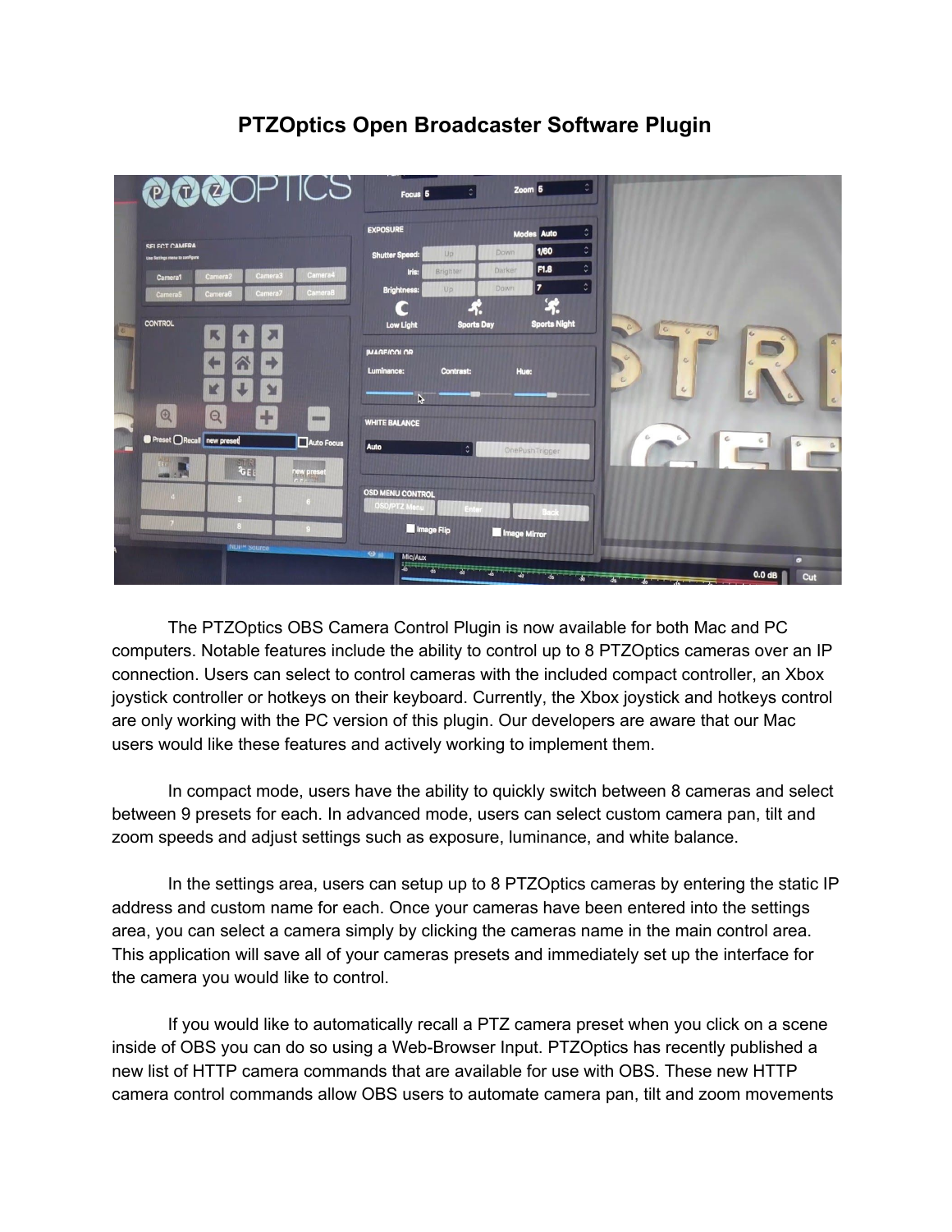# PTZOptics Open Broadcaster Software Plugin

The PTZOptics OBS Camera Control Plugin is now available for both Mac and PC computers. Notable features include the ability to control up to 8 PTZOptics cameras over an IP connection. Users can select to control cameras with the included compact controller, an Xbox joystick controller or hotkeys on their keyboard. Currently, the Xbox joystick and hotkeys control are only working with the PC version of this plugin. Our developers are aware that our Mac users would like these features and actively working to implement them.

In compact mode, users have the ability to quickly switch between 8 cameras and select between 9 presets for each. In advanced mode, users can select custom camera pan, tilt and zoom speeds and adjust settings such as exposure, luminance, and white balance.

In the settings area, users can setup up to 8 PTZOptics cameras by entering the static IP address and custom name for each. Once your cameras have been entered into the settings area, you can select a camera simply by clicking the cameras name in the main control area. This application will save all of your cameras presets and immediately set up the interface for the camera you would like to control.

If you would like to automatically recall a PTZ camera preset when you click on a scene inside of OBS you can do so using a Web-Browser Input. PTZOptics has recently published a new list of HTTP camera commands that are available for use with OBS. These new HTTP camera control commands allow OBS users to automate camera pan, tilt and zoom movements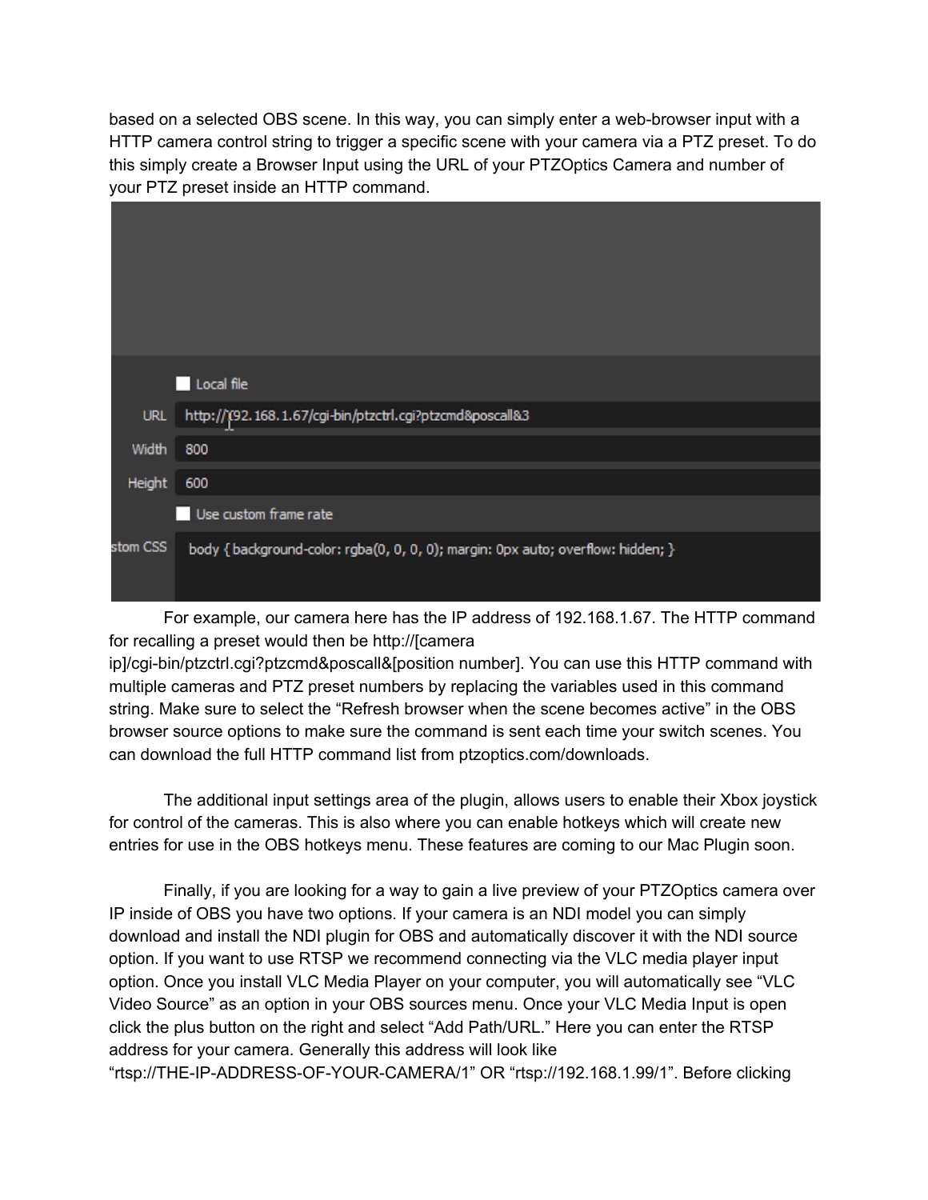based on a selected OBS scene. In this way, you can simply enter a web-browser input with a HTTP camera control string to trigger a specific scene with your camera via a PTZ preset. To do this simply create a Browser Input using the URL of your PTZOptics Camera and number of your PTZ preset inside an HTTP command.

For example, our camera here has the IP address of 192.168.1.67. The HTTP command for recalling a preset would then be http://[camera ip]/cgi-bin/ptzctrl.cgi?ptzcmd&poscall&[position number]. You can use this HTTP command with multiple cameras and PTZ preset numbers by replacing the variables used in this command string. Make sure to select the "Refresh browser when the scene becomes active" in the OBS browser source options to make sure the command is sent each time your switch scenes. You can download the full HTTP command list from ptzoptics.com/downloads.

The additional input settings area of the plugin, allows users to enable their Xbox joystick for control of the cameras. This is also where you can enable hotkeys which will create new entries for use in the OBS hotkeys menu. These features are coming to our Mac Plugin soon.

Finally, if you are looking for a way to gain a live preview of your PTZOptics camera over IP inside of OBS you have two options. If your camera is an NDI model you can simply download and install the NDI plugin for OBS and automatically discover it with the NDI source option. If you want to use RTSP we recommend connecting via the VLC media player input option. Once you install VLC Media Player on your computer, you will automatically see "VLC Video Source" as an option in your OBS sources menu. Once your VLC Media Input is open click the plus button on the right and select "Add Path/URL." Here you can enter the RTSP address for your camera. Generally this address will look like "rtsp://THE-IP-ADDRESS-OF-YOUR-CAMERA/1" OR "rtsp://192.168.1.99/1". Before clicking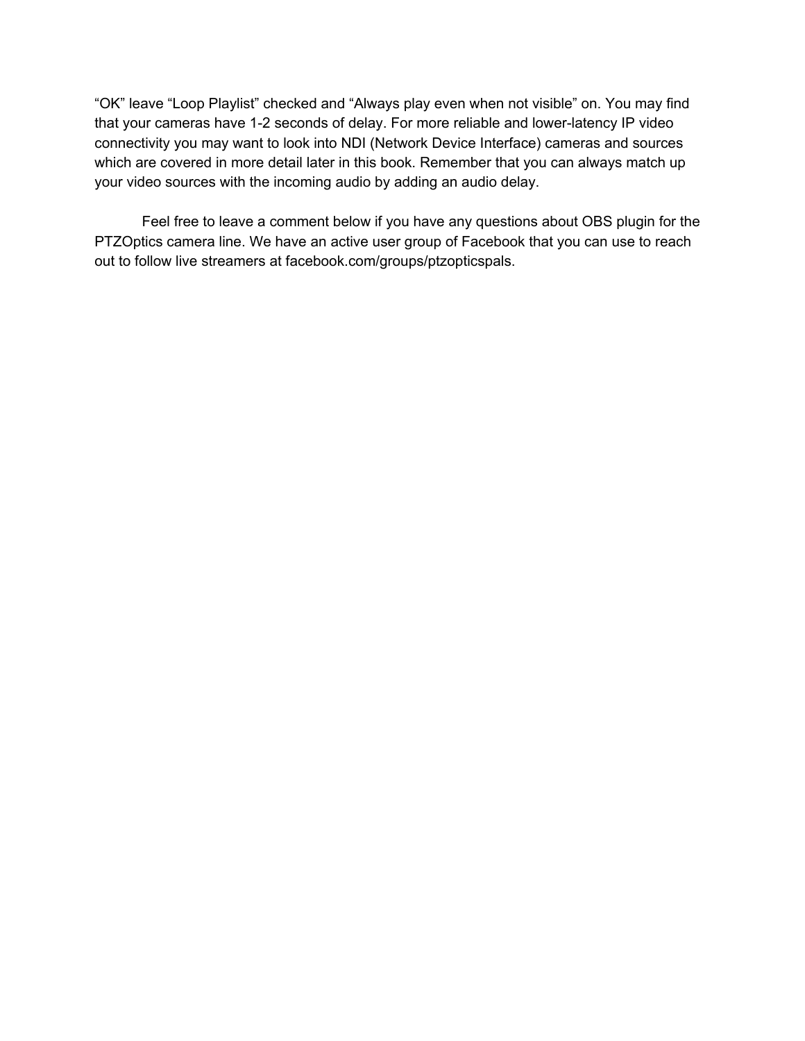“OK” leave “Loop Playlist” checked and “Always play even when not visible” on. You may find that your cameras have 1-2 seconds of delay. For more reliable and lower-latency IP video connectivity you may want to look into NDI (Network Device Interface) cameras and sources which are covered in more detail later in this book. Remember that you can always match up your video sources with the incoming audio by adding an audio delay.

Feel free to leave a comment below if you have any questions about OBS plugin for the PTZOptics camera line. We have an active user group of Facebook that you can use to reach out to follow live streamers at facebook.com/groups/ptzopticspals.